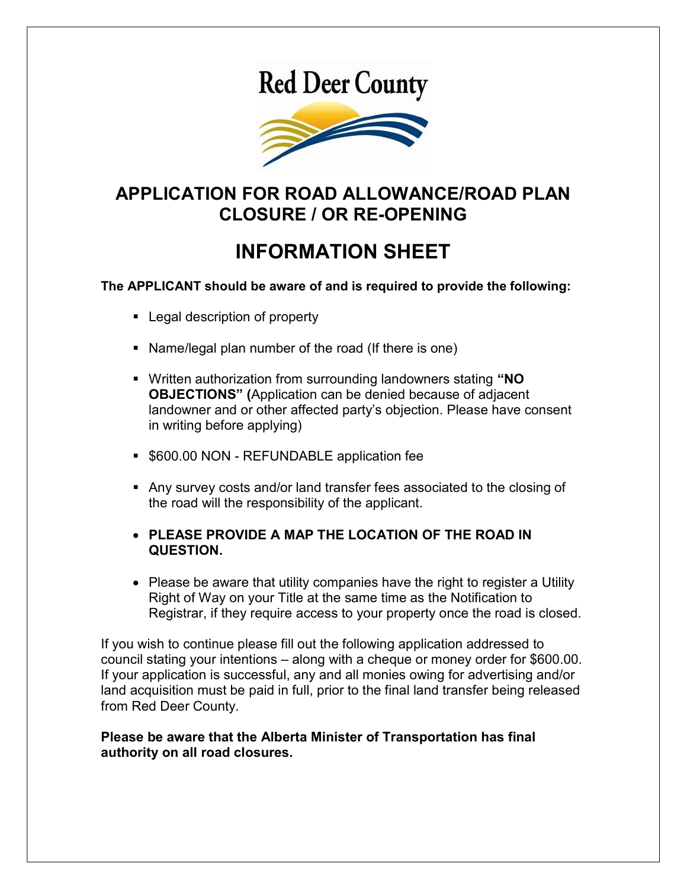Red Deer County

# APPLICATION FOR ROAD ALLOWANCE/ROAD PLAN CLOSURE / OR RE-OPENING

## INFORMATION SHEET

**The APPLICANT should be aware of and is required to provide the following:**

- Legal description of property
- Name/legal plan number of the road (If there is one)
- Written authorization from surrounding landowners stating **"NO OBJECTIONS" (**Application can be denied because of adjacent landowner and or other affected party's objection. Please have consent in writing before applying)
- $600.00 NON - REFUNDABLE application fee
- Any survey costs and/or land transfer fees associated to the closing of the road will the responsibility of the applicant.
- **PLEASE PROVIDE A MAP THE LOCATION OF THE ROAD IN QUESTION.**
- Please be aware that utility companies have the right to register a Utility Right of Way on your Title at the same time as the Notification to Registrar, if they require access to your property once the road is closed.

If you wish to continue please fill out the following application addressed to council stating your intentions – along with a cheque or money order for $600.00. If your application is successful, any and all monies owing for advertising and/or land acquisition must be paid in full, prior to the final land transfer being released from Red Deer County.

**Please be aware that the Alberta Minister of Transportation has final authority on all road closures.**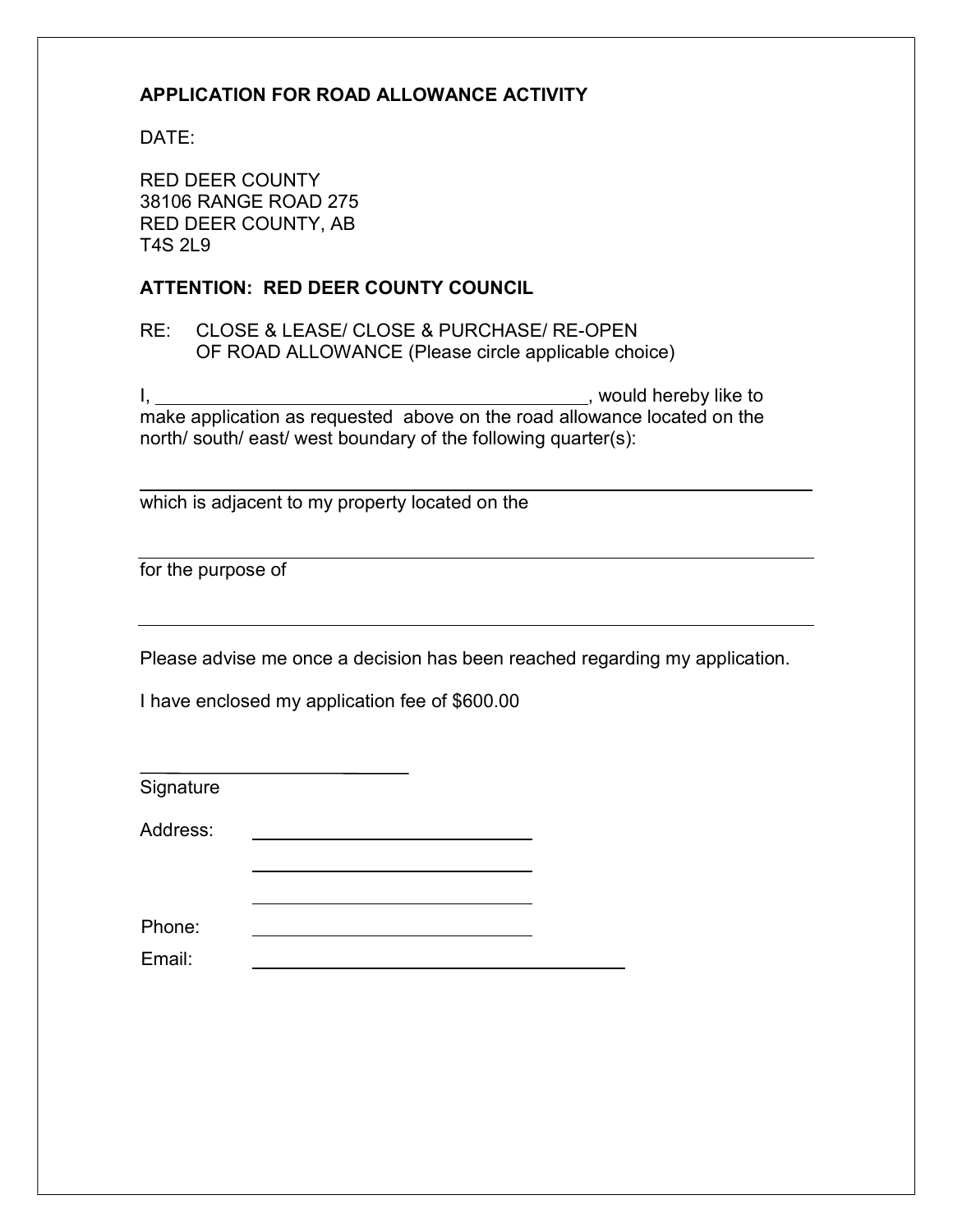**APPLICATION FOR ROAD ALLOWANCE ACTIVITY**

DATE:

RED DEER COUNTY
38106 RANGE ROAD 275
RED DEER COUNTY, AB
T4S 2L9

**ATTENTION: RED DEER COUNTY COUNCIL**

RE: CLOSE & LEASE/ CLOSE & PURCHASE/ RE-OPEN
OF ROAD ALLOWANCE (Please circle applicable choice)

I, ____________________________________________, would hereby like to make application as requested above on the road allowance located on the north/ south/ east/ west boundary of the following quarter(s):

______________________________________________________________

which is adjacent to my property located on the

______________________________________________________________

for the purpose of

______________________________________________________________

Please advise me once a decision has been reached regarding my application.

I have enclosed my application fee of $600.00

____________________________
Signature

Address: ____________________________

____________________________

____________________________

Phone: ____________________________

Email: ______________________________________